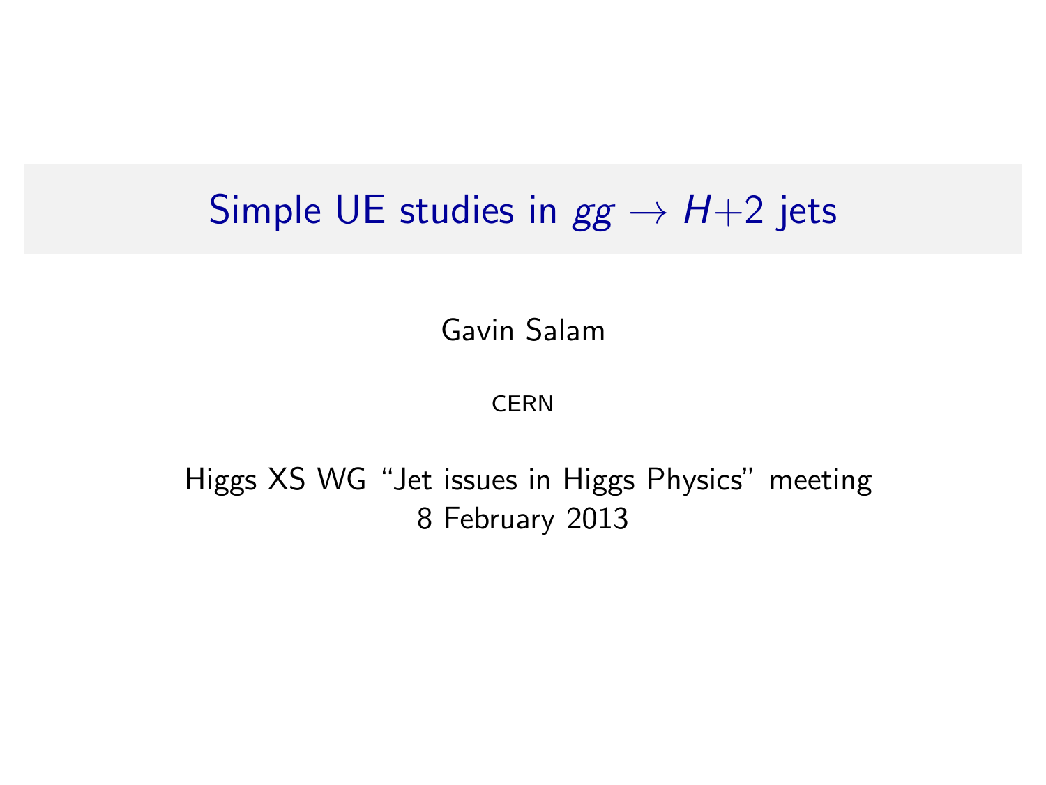# Simple UE studies in $gg \to H+2$ jets

Gavin Salam

CERN

Higgs XS WG "Jet issues in Higgs Physics" meeting
8 February 2013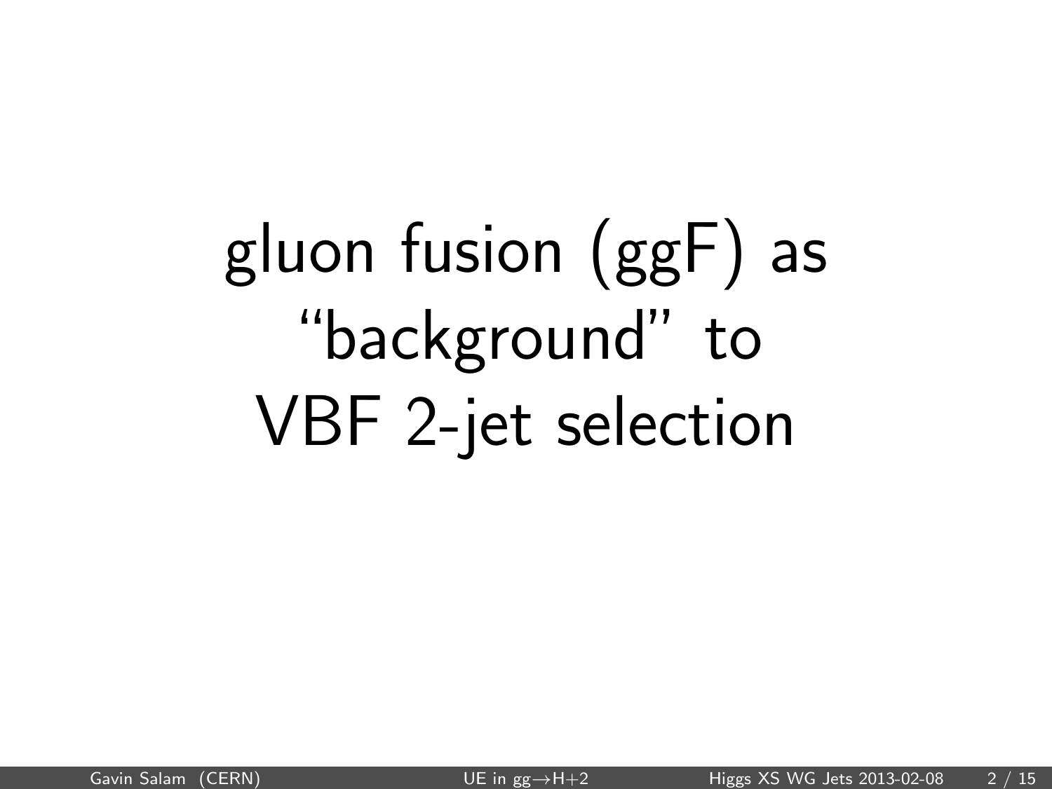# gluon fusion (ggF) as "background" to VBF 2-jet selection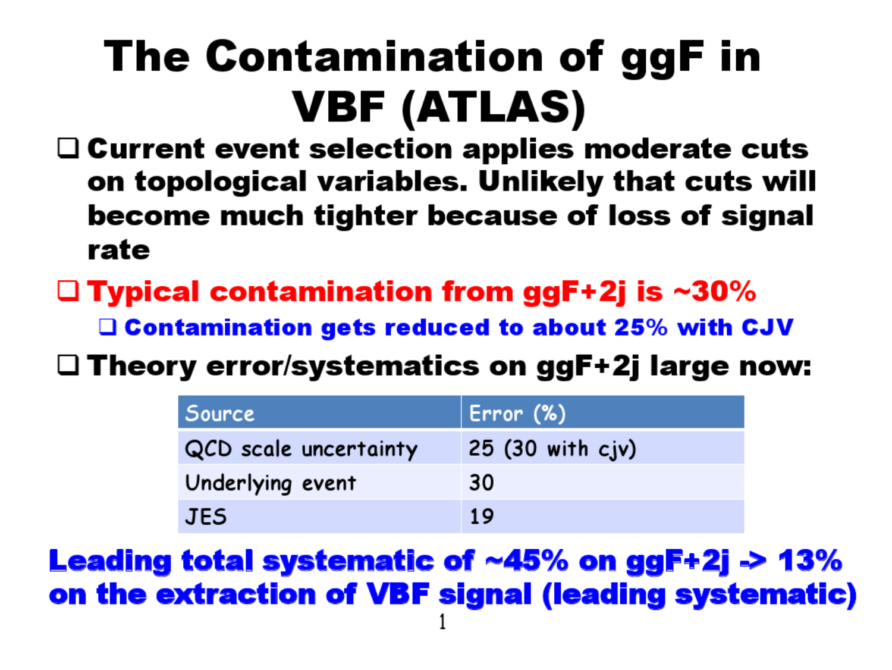# The Contamination of ggF in VBF (ATLAS)

- Current event selection applies moderate cuts on topological variables. Unlikely that cuts will become much tighter because of loss of signal rate
- **Typical contamination from ggF+2j is ~30%**
  - **Contamination gets reduced to about 25% with CJV**
- Theory error/systematics on ggF+2j large now:

| Source | Error (%) |
| --- | --- |
| QCD scale uncertainty | 25 (30 with cjv) |
| Underlying event | 30 |
| JES | 19 |

**Leading total systematic of ~45% on ggF+2j -> 13% on the extraction of VBF signal (leading systematic)**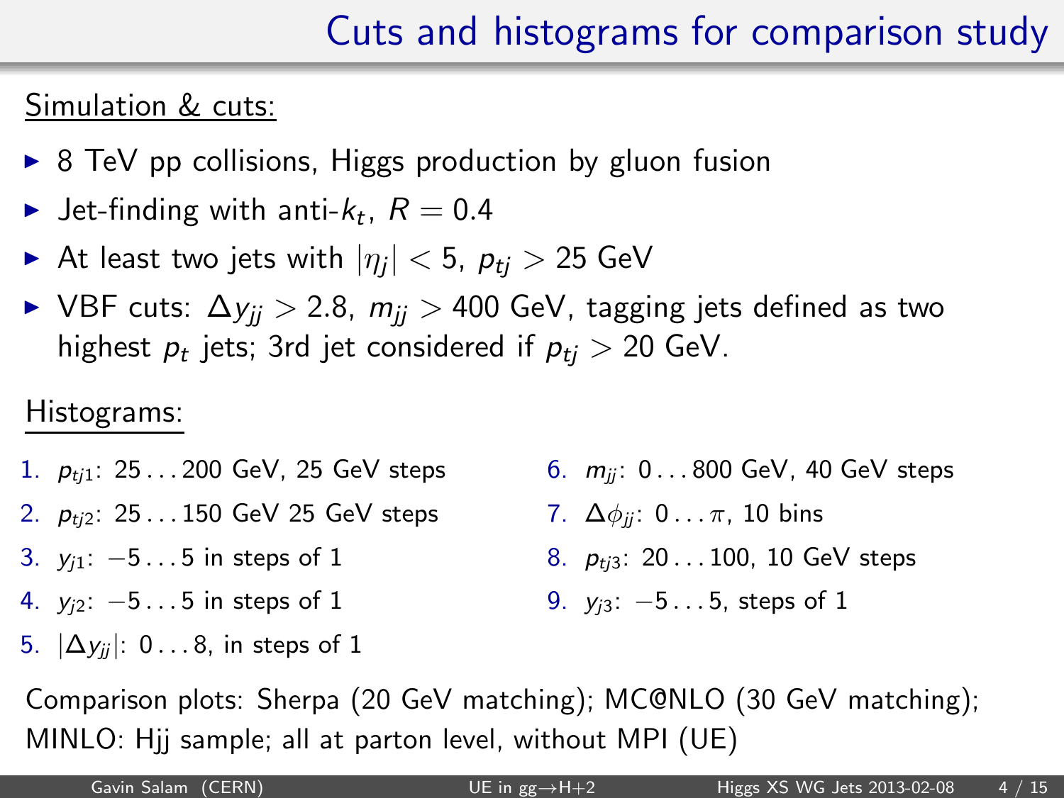# Cuts and histograms for comparison study

Simulation & cuts:

- 8 TeV pp collisions, Higgs production by gluon fusion
- Jet-finding with anti-$k_t$, $R = 0.4$
- At least two jets with $|\eta_j| < 5$, $p_{tj} > 25$ GeV
- VBF cuts: $\Delta y_{jj} > 2.8$, $m_{jj} > 400$ GeV, tagging jets defined as two highest $p_t$ jets; 3rd jet considered if $p_{tj} > 20$ GeV.

Histograms:

1. $p_{tj1}$: $25 \ldots 200$ GeV, 25 GeV steps
2. $p_{tj2}$: $25 \ldots 150$ GeV 25 GeV steps
3. $y_{j1}$: $-5 \ldots 5$ in steps of 1
4. $y_{j2}$: $-5 \ldots 5$ in steps of 1
5. $|\Delta y_{jj}|$: $0 \ldots 8$, in steps of 1
6. $m_{jj}$: $0 \ldots 800$ GeV, 40 GeV steps
7. $\Delta\phi_{jj}$: $0 \ldots \pi$, 10 bins
8. $p_{tj3}$: $20 \ldots 100$, 10 GeV steps
9. $y_{j3}$: $-5 \ldots 5$, steps of 1

Comparison plots: Sherpa (20 GeV matching); MC@NLO (30 GeV matching); MINLO: Hjj sample; all at parton level, without MPI (UE)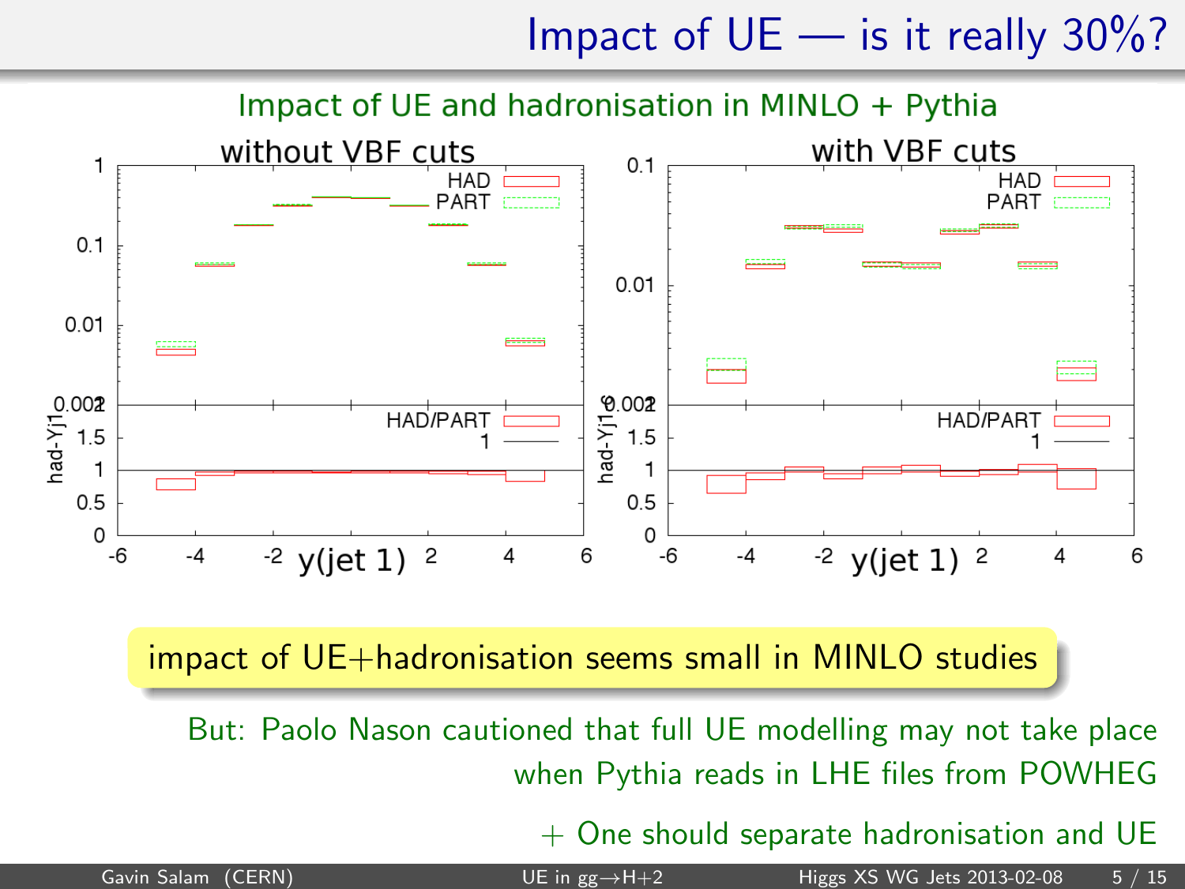# Impact of UE — is it really 30%?

Impact of UE and hadronisation in MINLO + Pythia

without VBF cuts

with VBF cuts

impact of UE+hadronisation seems small in MINLO studies

But: Paolo Nason cautioned that full UE modelling may not take place when Pythia reads in LHE files from POWHEG

+ One should separate hadronisation and UE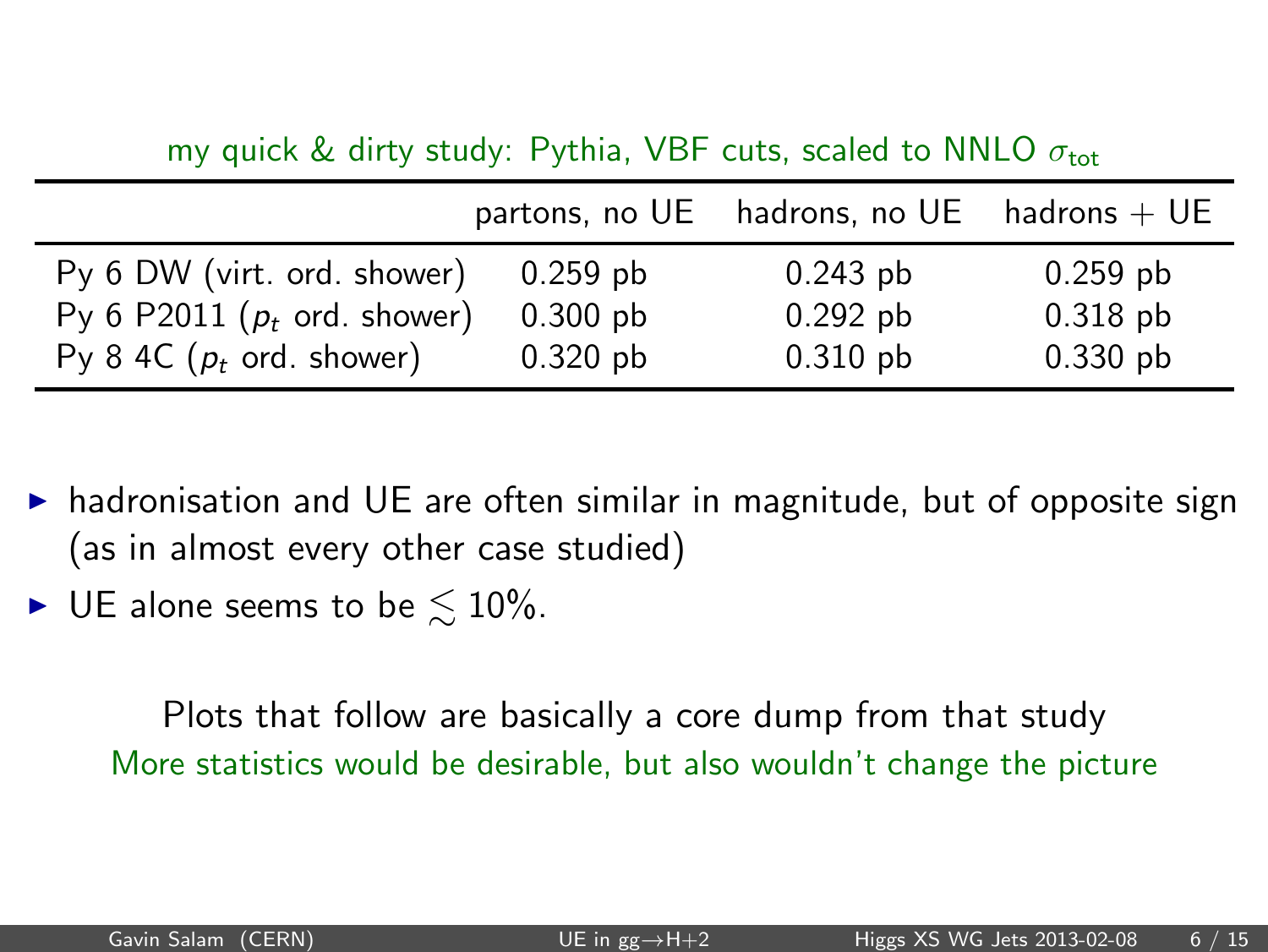my quick & dirty study: Pythia, VBF cuts, scaled to NNLO $\sigma_{\text{tot}}$

| | partons, no UE | hadrons, no UE | hadrons + UE |
|---|---|---|---|
| Py 6 DW (virt. ord. shower) | 0.259 pb | 0.243 pb | 0.259 pb |
| Py 6 P2011 ($p_t$ ord. shower) | 0.300 pb | 0.292 pb | 0.318 pb |
| Py 8 4C ($p_t$ ord. shower) | 0.320 pb | 0.310 pb | 0.330 pb |

- hadronisation and UE are often similar in magnitude, but of opposite sign (as in almost every other case studied)
- UE alone seems to be $\lesssim 10\%$.

Plots that follow are basically a core dump from that study

More statistics would be desirable, but also wouldn't change the picture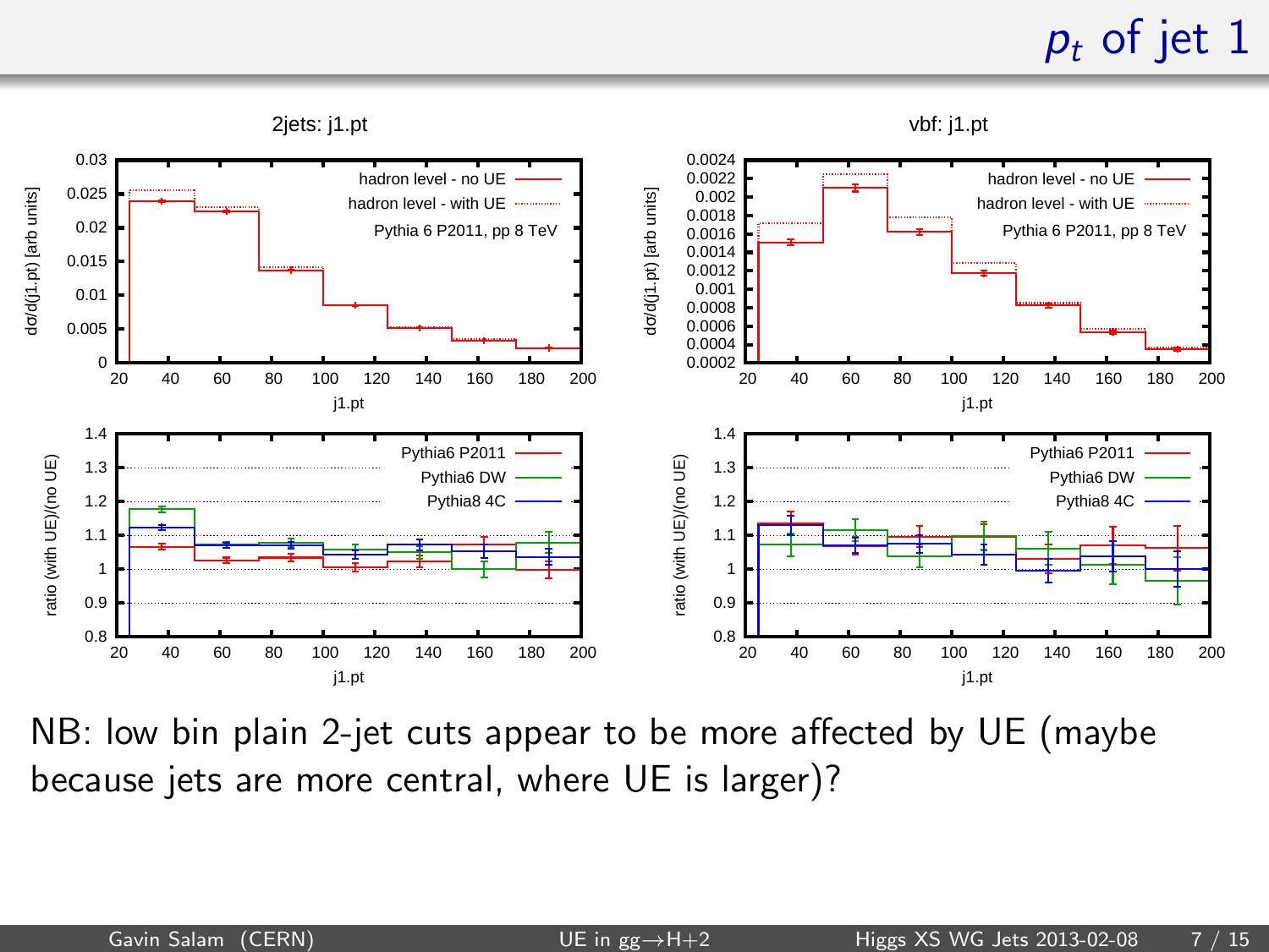# $p_t$ of jet 1

2jets: j1.pt

vbf: j1.pt

NB: low bin plain 2-jet cuts appear to be more affected by UE (maybe because jets are more central, where UE is larger)?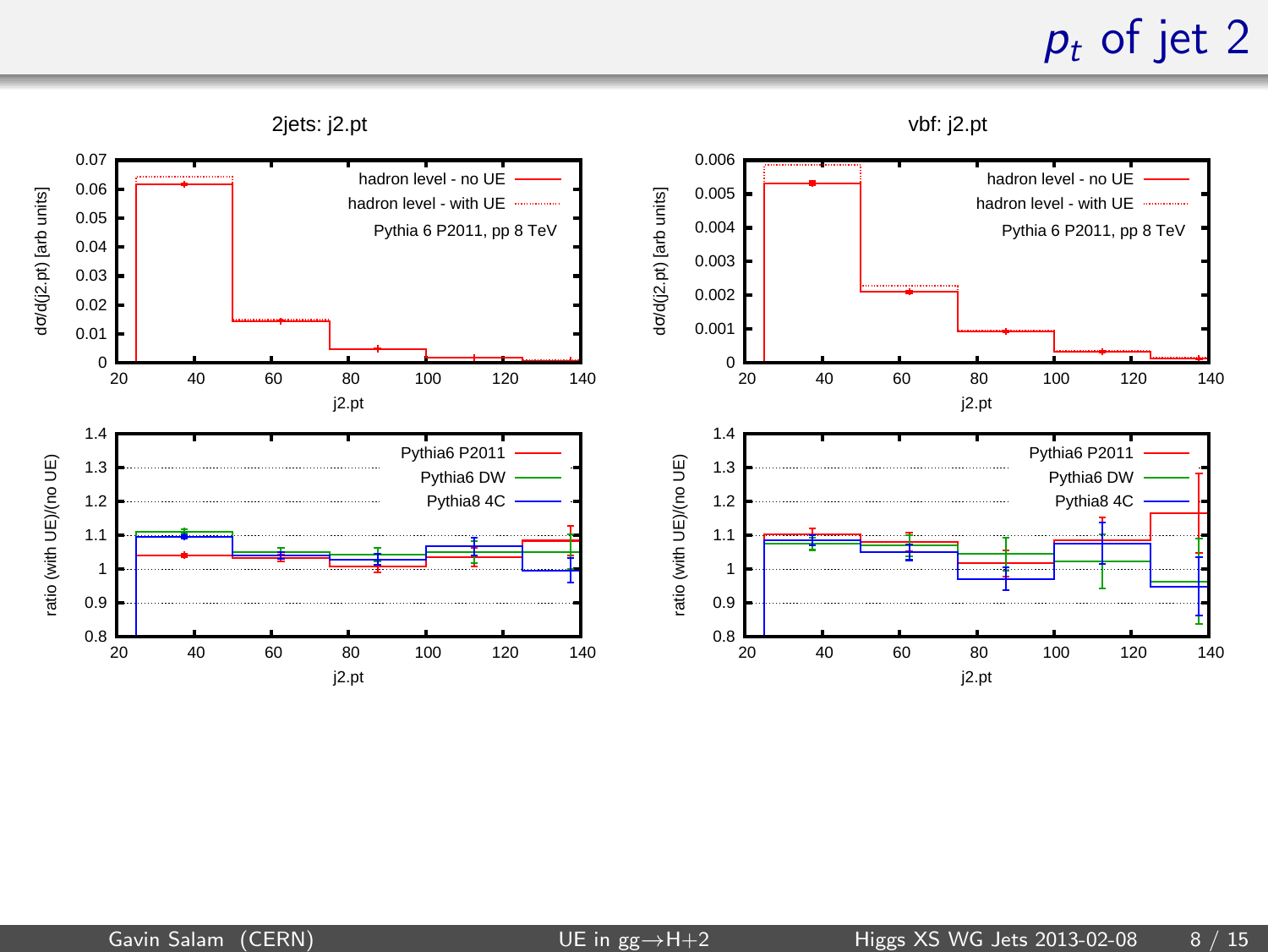# $p_t$ of jet 2

**2jets: j2.pt**

- Top panel: $d\sigma/d(j2.pt)$ [arb units] vs j2.pt — hadron level - no UE; hadron level - with UE; Pythia 6 P2011, pp 8 TeV
- Bottom panel: ratio (with UE)/(no UE) vs j2.pt — Pythia6 P2011; Pythia6 DW; Pythia8 4C

**vbf: j2.pt**

- Top panel: $d\sigma/d(j2.pt)$ [arb units] vs j2.pt — hadron level - no UE; hadron level - with UE; Pythia 6 P2011, pp 8 TeV
- Bottom panel: ratio (with UE)/(no UE) vs j2.pt — Pythia6 P2011; Pythia6 DW; Pythia8 4C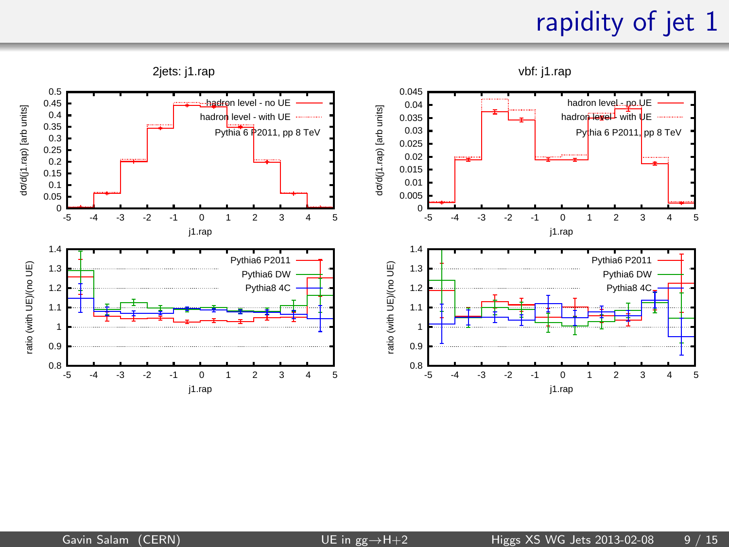# rapidity of jet 1

2jets: j1.rap

vbf: j1.rap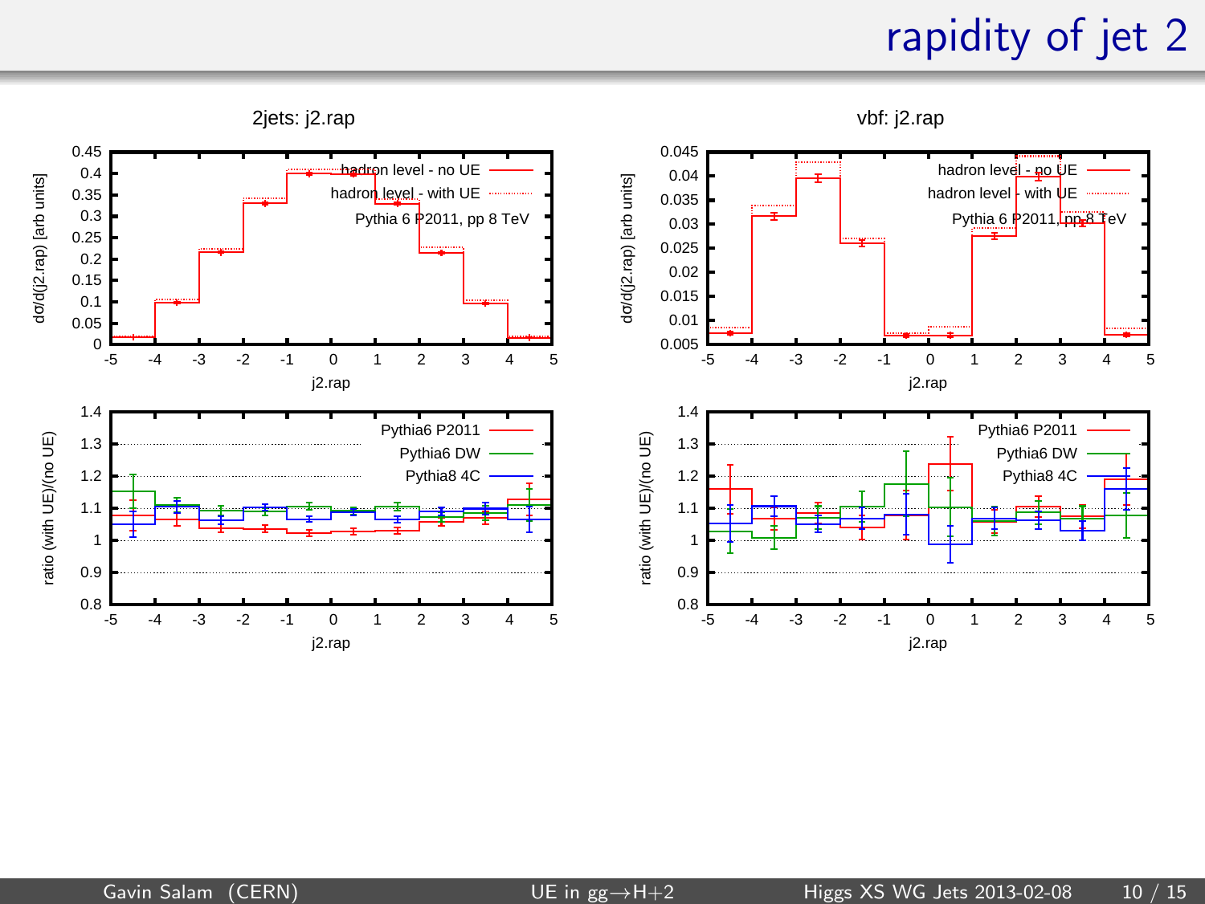# rapidity of jet 2

2jets: j2.rap

vbf: j2.rap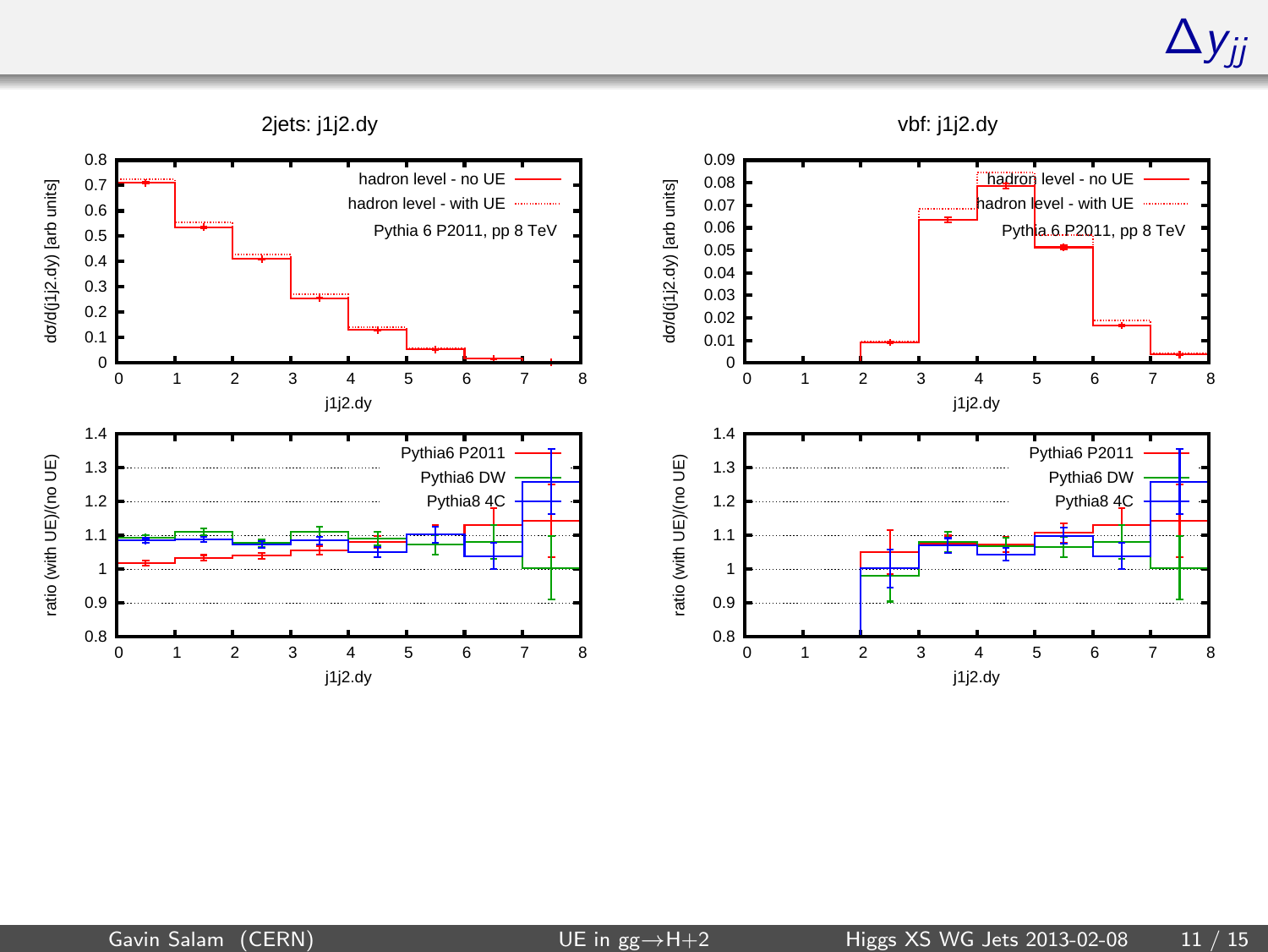# $\Delta y_{jj}$

2jets: j1j2.dy

hadron level - no UE
hadron level - with UE
Pythia 6 P2011, pp 8 TeV

dσ/d(j1j2.dy) [arb units]

j1j2.dy

vbf: j1j2.dy

hadron level - no UE
hadron level - with UE
Pythia 6 P2011, pp 8 TeV

dσ/d(j1j2.dy) [arb units]

j1j2.dy

ratio (with UE)/(no UE)

Pythia6 P2011
Pythia6 DW
Pythia8 4C

j1j2.dy

ratio (with UE)/(no UE)

Pythia6 P2011
Pythia6 DW
Pythia8 4C

j1j2.dy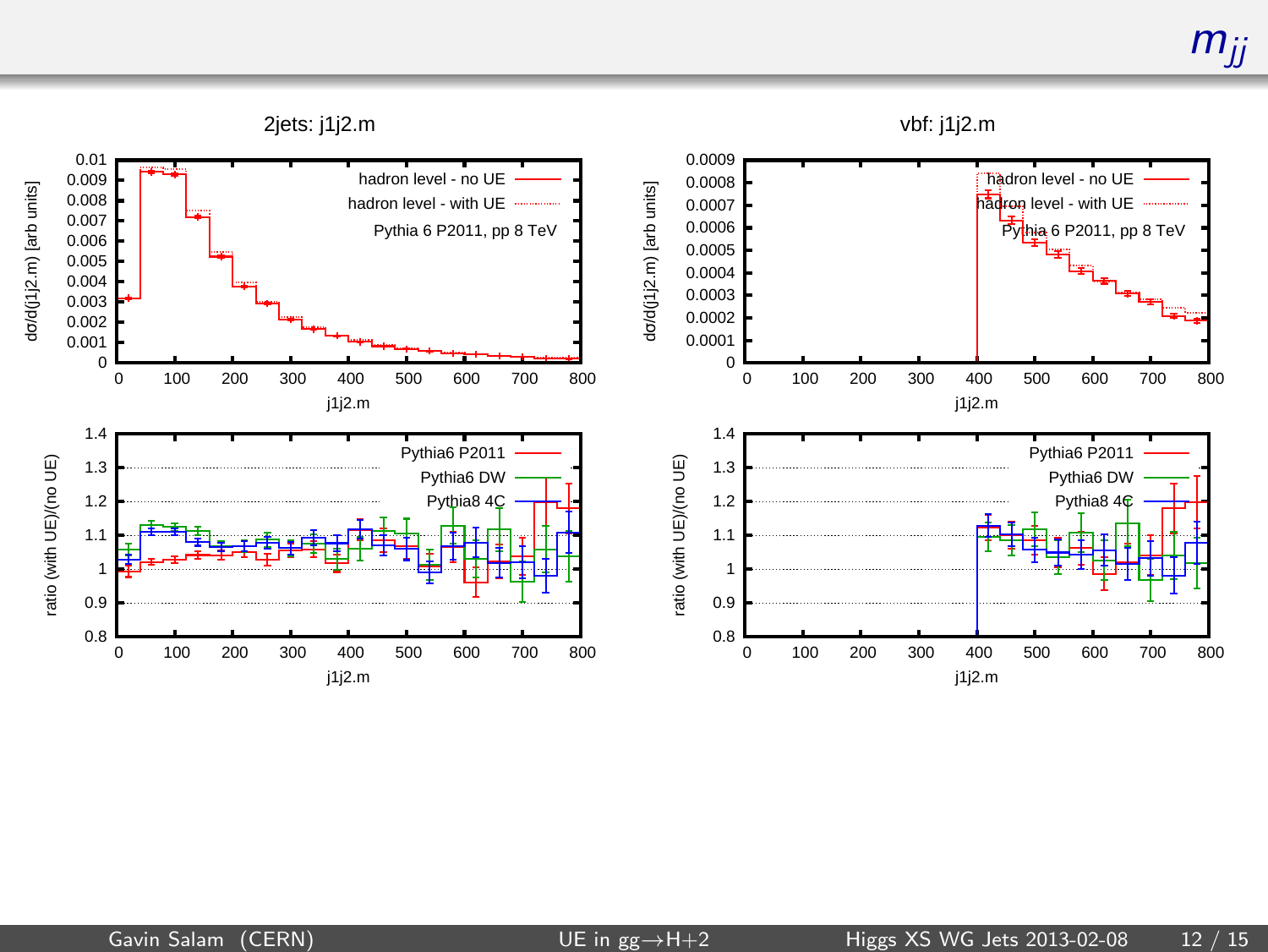# $m_{jj}$

**2jets: j1j2.m**

**vbf: j1j2.m**

Top panels: dσ/d(j1j2.m) [arb units] vs j1j2.m

- hadron level - no UE
- hadron level - with UE
- Pythia 6 P2011, pp 8 TeV

Bottom panels: ratio (with UE)/(no UE) vs j1j2.m

- Pythia6 P2011
- Pythia6 DW
- Pythia8 4C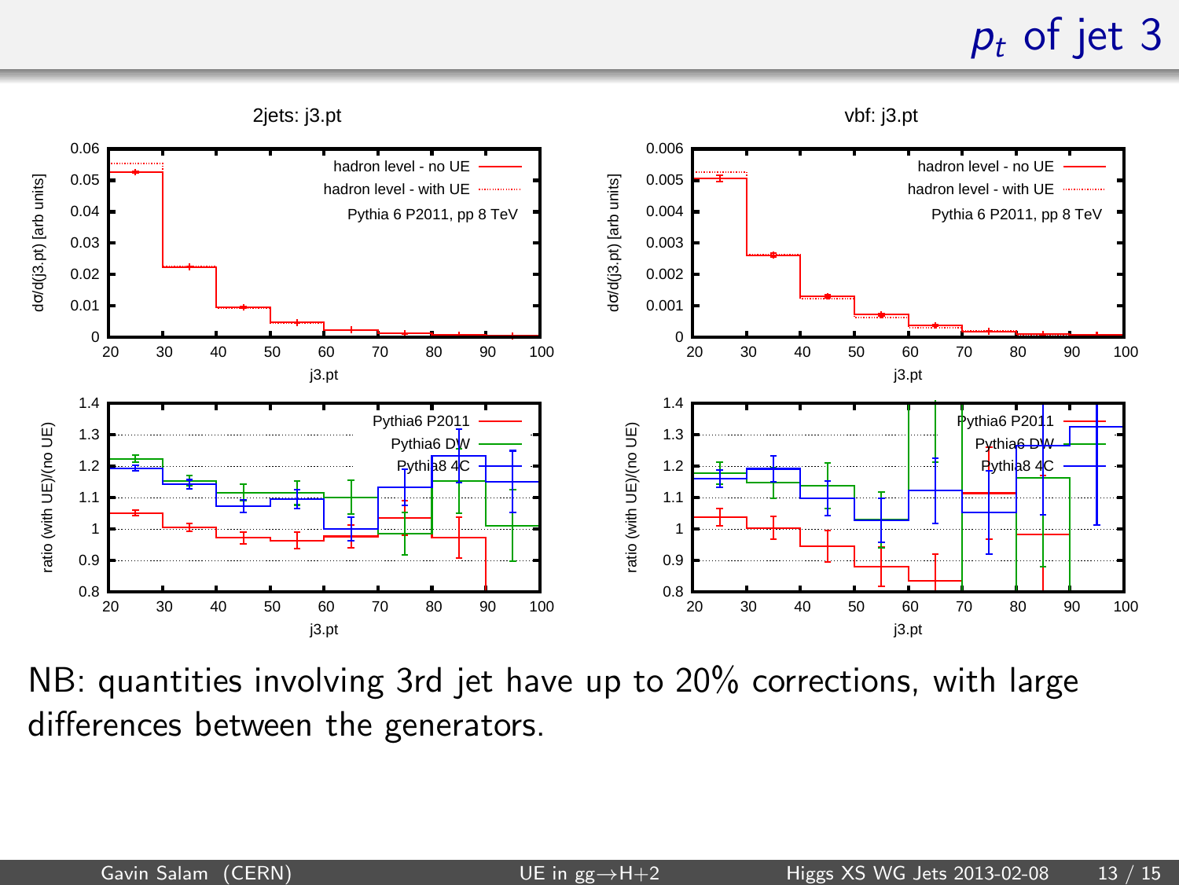# $p_t$ of jet 3

2jets: j3.pt

vbf: j3.pt

NB: quantities involving 3rd jet have up to 20% corrections, with large differences between the generators.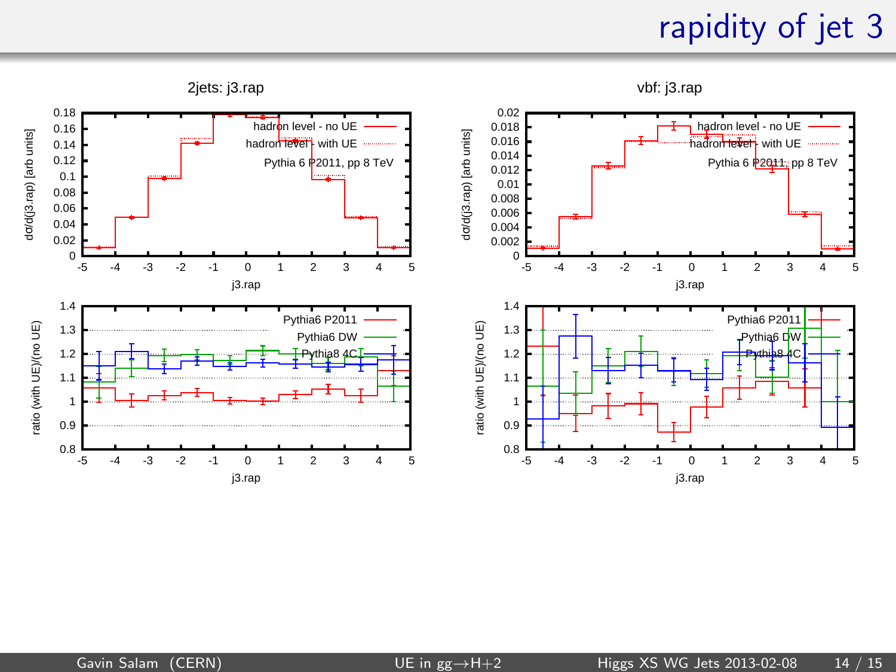# rapidity of jet 3

2jets: j3.rap

vbf: j3.rap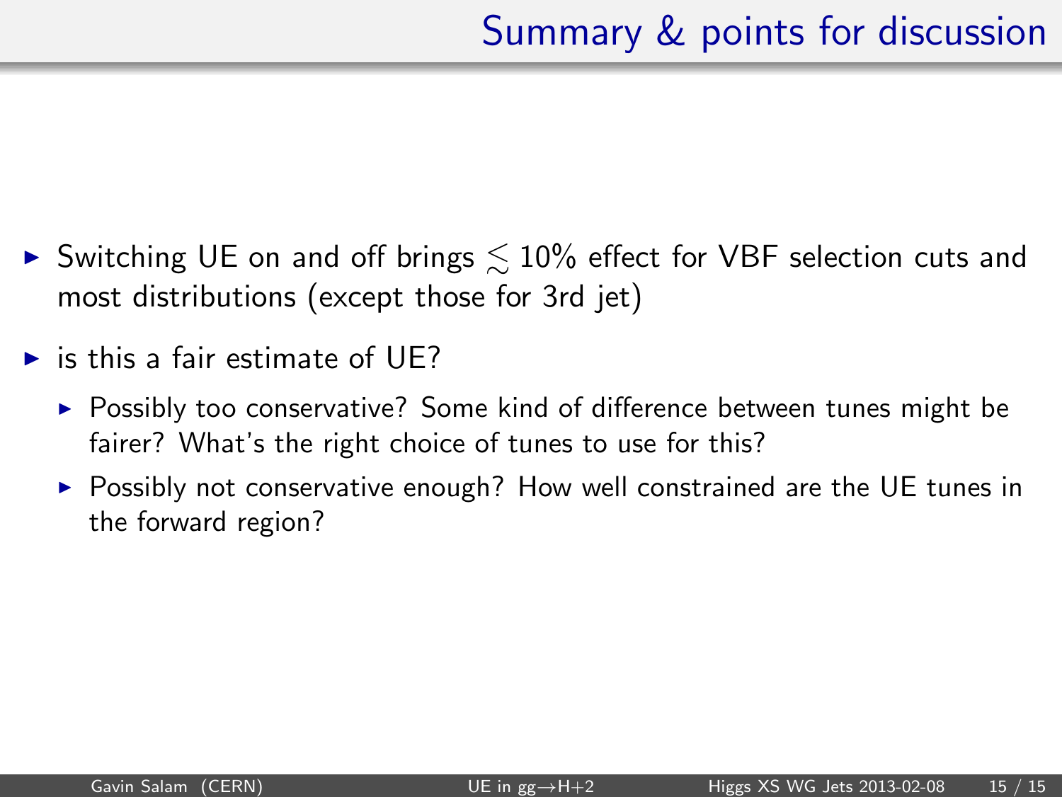# Summary & points for discussion

- Switching UE on and off brings $\lesssim 10\%$ effect for VBF selection cuts and most distributions (except those for 3rd jet)
- is this a fair estimate of UE?
  - Possibly too conservative? Some kind of difference between tunes might be fairer? What's the right choice of tunes to use for this?
  - Possibly not conservative enough? How well constrained are the UE tunes in the forward region?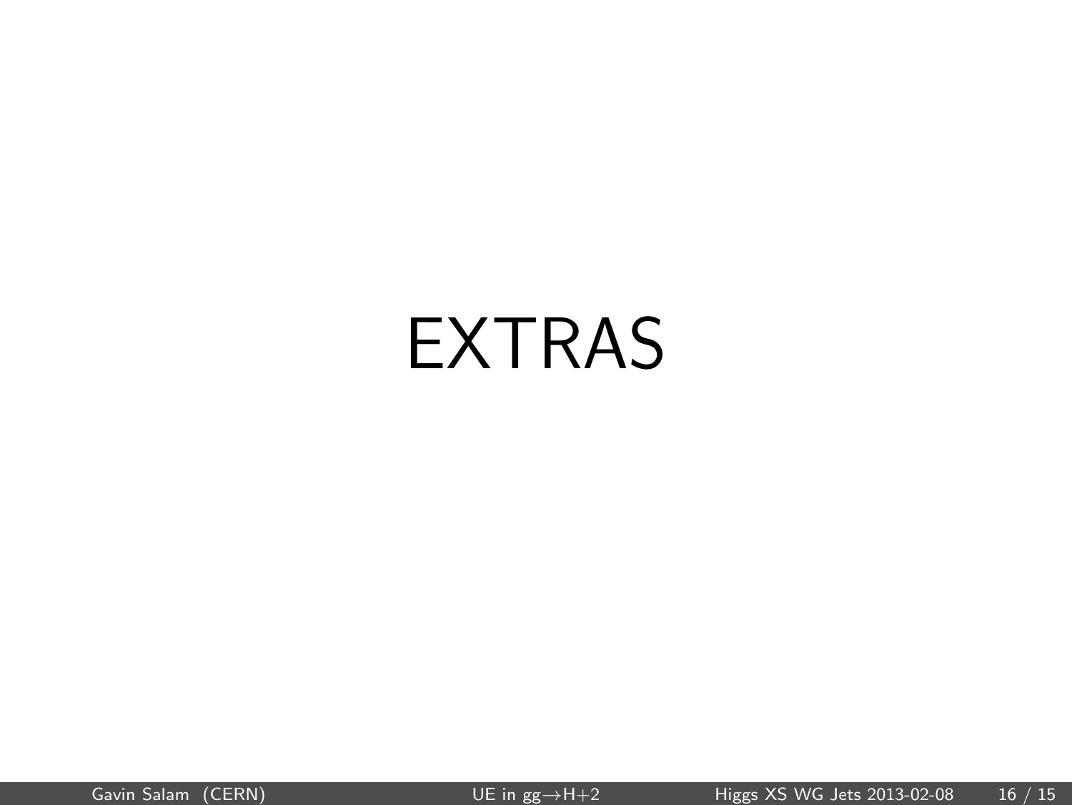# EXTRAS